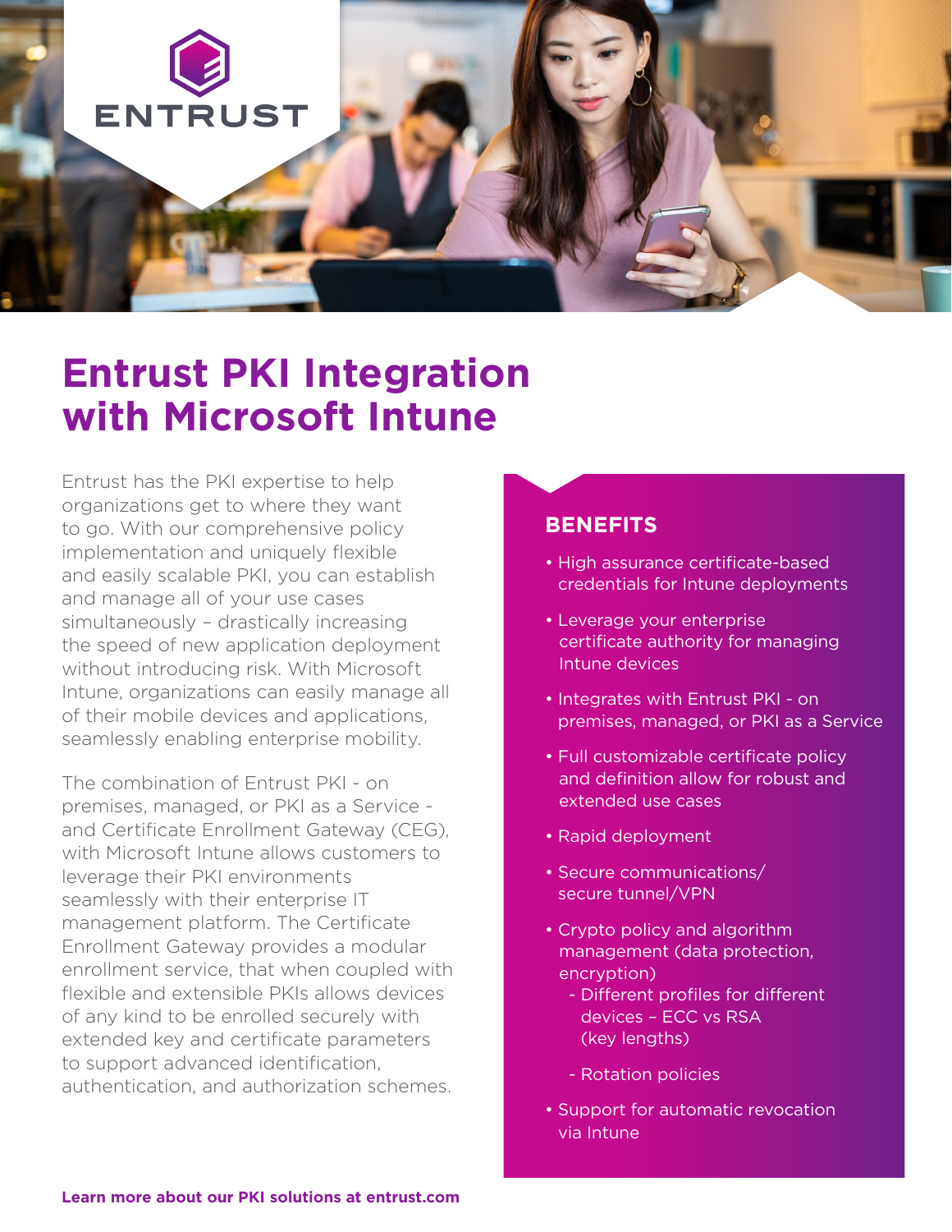ENTRUST

# Entrust PKI Integration with Microsoft Intune

Entrust has the PKI expertise to help organizations get to where they want to go. With our comprehensive policy implementation and uniquely flexible and easily scalable PKI, you can establish and manage all of your use cases simultaneously – drastically increasing the speed of new application deployment without introducing risk. With Microsoft Intune, organizations can easily manage all of their mobile devices and applications, seamlessly enabling enterprise mobility.

The combination of Entrust PKI - on premises, managed, or PKI as a Service - and Certificate Enrollment Gateway (CEG), with Microsoft Intune allows customers to leverage their PKI environments seamlessly with their enterprise IT management platform. The Certificate Enrollment Gateway provides a modular enrollment service, that when coupled with flexible and extensible PKIs allows devices of any kind to be enrolled securely with extended key and certificate parameters to support advanced identification, authentication, and authorization schemes.

## BENEFITS

- High assurance certificate-based credentials for Intune deployments
- Leverage your enterprise certificate authority for managing Intune devices
- Integrates with Entrust PKI - on premises, managed, or PKI as a Service
- Full customizable certificate policy and definition allow for robust and extended use cases
- Rapid deployment
- Secure communications/ secure tunnel/VPN
- Crypto policy and algorithm management (data protection, encryption)
  - Different profiles for different devices – ECC vs RSA (key lengths)
  - Rotation policies
- Support for automatic revocation via Intune

**Learn more about our PKI solutions at entrust.com**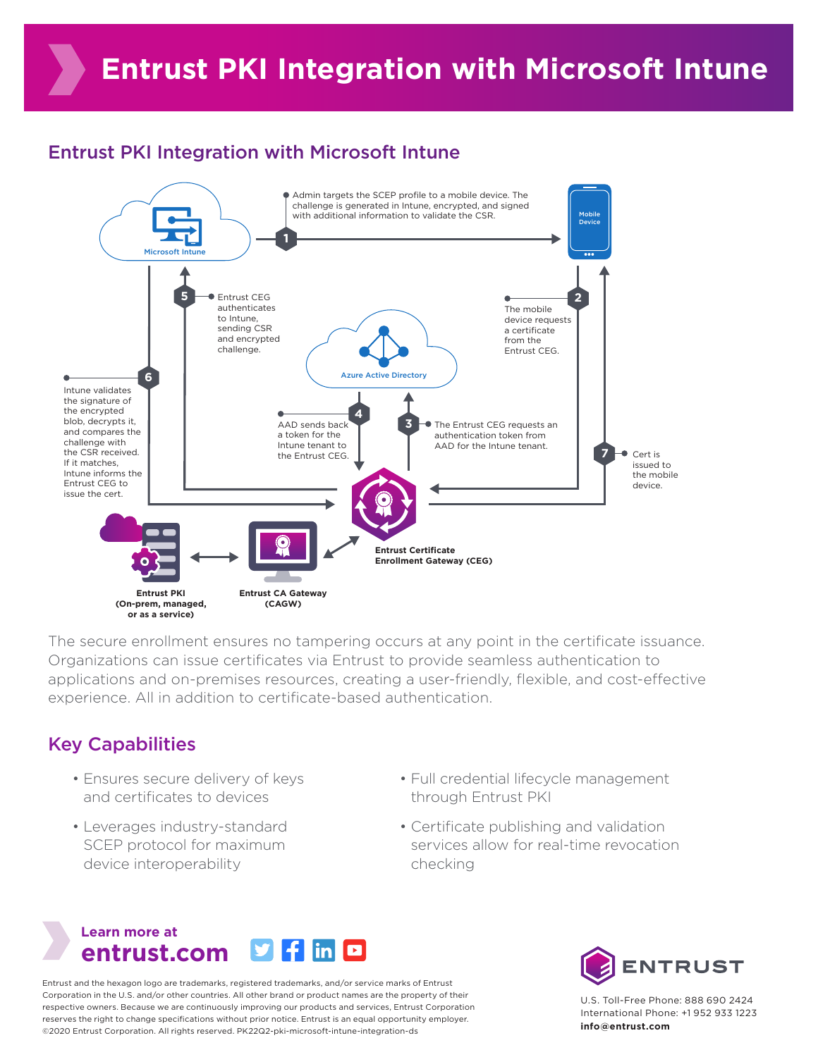# Entrust PKI Integration with Microsoft Intune

## Entrust PKI Integration with Microsoft Intune

Microsoft Intune

Mobile Device

1 Admin targets the SCEP profile to a mobile device. The challenge is generated in Intune, encrypted, and signed with additional information to validate the CSR.

2 The mobile device requests a certificate from the Entrust CEG.

3 The Entrust CEG requests an authentication token from AAD for the Intune tenant.

4 AAD sends back a token for the Intune tenant to the Entrust CEG.

5 Entrust CEG authenticates to Intune, sending CSR and encrypted challenge.

6 Intune validates the signature of the encrypted blob, decrypts it, and compares the challenge with the CSR received. If it matches, Intune informs the Entrust CEG to issue the cert.

7 Cert is issued to the mobile device.

Azure Active Directory

Entrust Certificate Enrollment Gateway (CEG)

Entrust PKI (On-prem, managed, or as a service)

Entrust CA Gateway (CAGW)

The secure enrollment ensures no tampering occurs at any point in the certificate issuance. Organizations can issue certificates via Entrust to provide seamless authentication to applications and on-premises resources, creating a user-friendly, flexible, and cost-effective experience. All in addition to certificate-based authentication.

## Key Capabilities

- Ensures secure delivery of keys and certificates to devices
- Leverages industry-standard SCEP protocol for maximum device interoperability
- Full credential lifecycle management through Entrust PKI
- Certificate publishing and validation services allow for real-time revocation checking

**Learn more at**
**entrust.com**

Entrust and the hexagon logo are trademarks, registered trademarks, and/or service marks of Entrust Corporation in the U.S. and/or other countries. All other brand or product names are the property of their respective owners. Because we are continuously improving our products and services, Entrust Corporation reserves the right to change specifications without prior notice. Entrust is an equal opportunity employer. ©2020 Entrust Corporation. All rights reserved. PK22Q2-pki-microsoft-intune-integration-ds

ENTRUST

U.S. Toll-Free Phone: 888 690 2424
International Phone: +1 952 933 1223
**info@entrust.com**